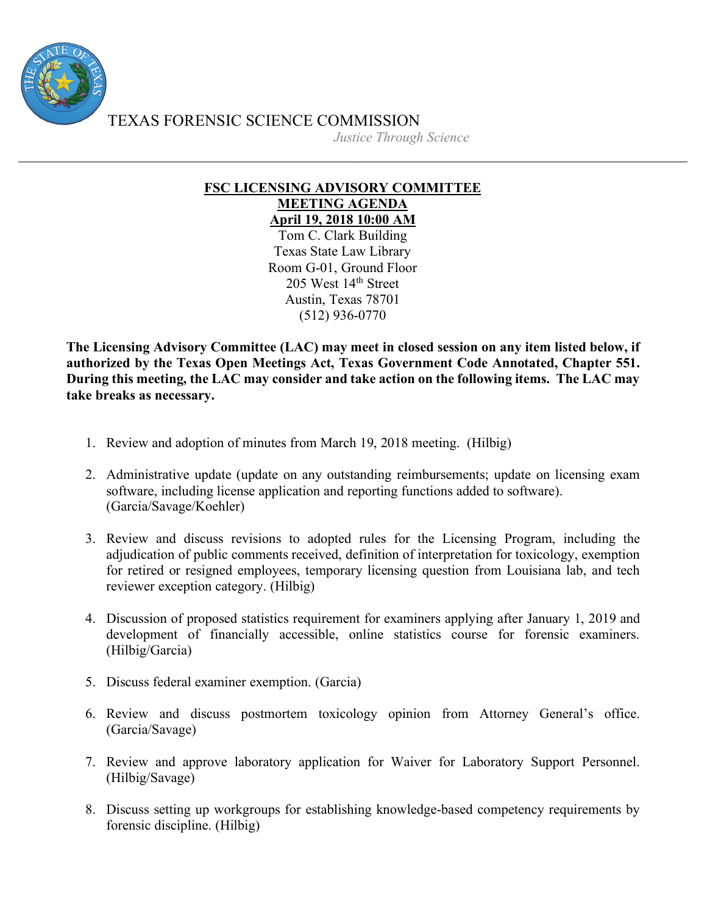TEXAS FORENSIC SCIENCE COMMISSION

*Justice Through Science*

---

**FSC LICENSING ADVISORY COMMITTEE**
**MEETING AGENDA**
**April 19, 2018 10:00 AM**

Tom C. Clark Building
Texas State Law Library
Room G-01, Ground Floor
205 West 14th Street
Austin, Texas 78701
(512) 936-0770

**The Licensing Advisory Committee (LAC) may meet in closed session on any item listed below, if authorized by the Texas Open Meetings Act, Texas Government Code Annotated, Chapter 551. During this meeting, the LAC may consider and take action on the following items. The LAC may take breaks as necessary.**

1. Review and adoption of minutes from March 19, 2018 meeting. (Hilbig)
2. Administrative update (update on any outstanding reimbursements; update on licensing exam software, including license application and reporting functions added to software). (Garcia/Savage/Koehler)
3. Review and discuss revisions to adopted rules for the Licensing Program, including the adjudication of public comments received, definition of interpretation for toxicology, exemption for retired or resigned employees, temporary licensing question from Louisiana lab, and tech reviewer exception category. (Hilbig)
4. Discussion of proposed statistics requirement for examiners applying after January 1, 2019 and development of financially accessible, online statistics course for forensic examiners. (Hilbig/Garcia)
5. Discuss federal examiner exemption. (Garcia)
6. Review and discuss postmortem toxicology opinion from Attorney General's office. (Garcia/Savage)
7. Review and approve laboratory application for Waiver for Laboratory Support Personnel. (Hilbig/Savage)
8. Discuss setting up workgroups for establishing knowledge-based competency requirements by forensic discipline. (Hilbig)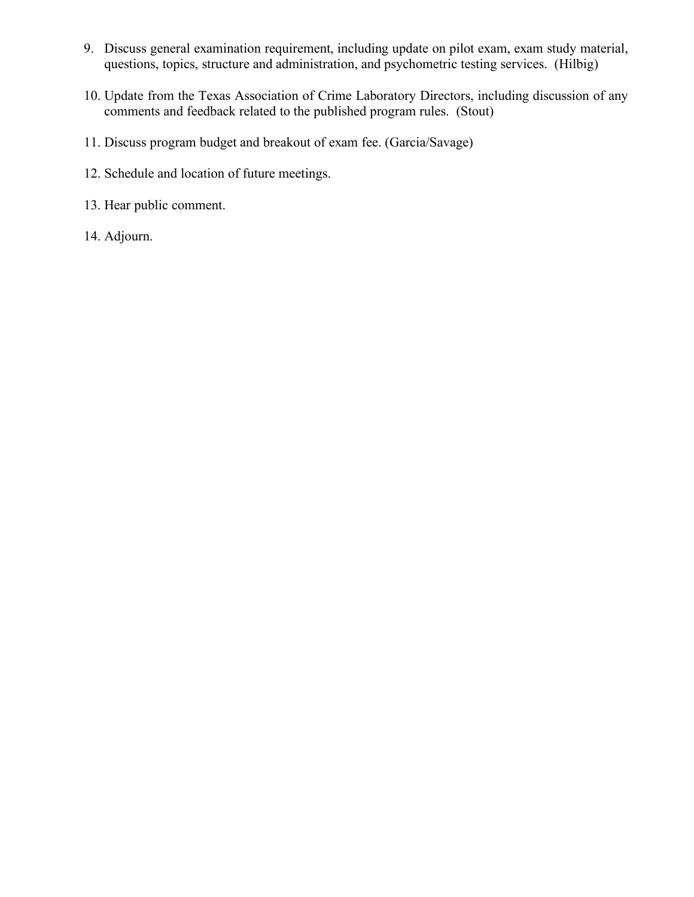9. Discuss general examination requirement, including update on pilot exam, exam study material, questions, topics, structure and administration, and psychometric testing services. (Hilbig)
10. Update from the Texas Association of Crime Laboratory Directors, including discussion of any comments and feedback related to the published program rules. (Stout)
11. Discuss program budget and breakout of exam fee. (Garcia/Savage)
12. Schedule and location of future meetings.
13. Hear public comment.
14. Adjourn.